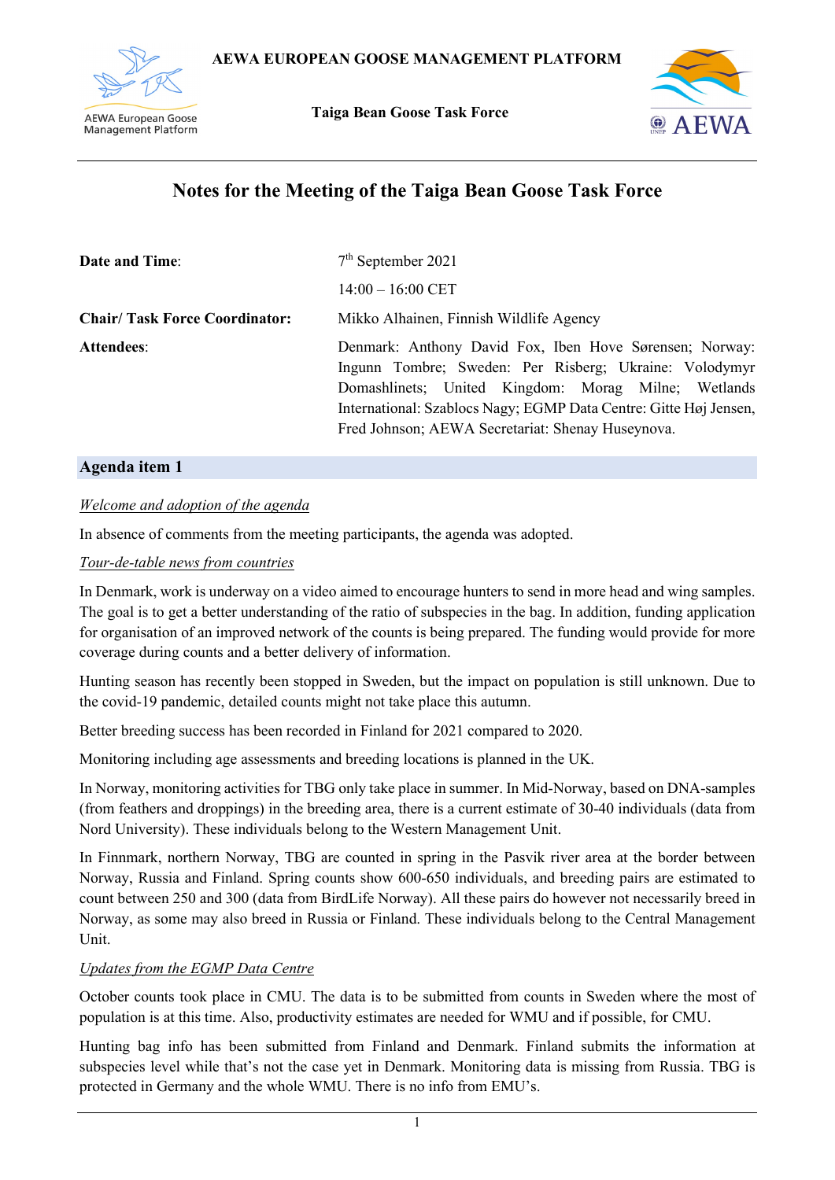AEWA EUROPEAN GOOSE MANAGEMENT PLATFORM

Taiga Bean Goose Task Force

# Notes for the Meeting of the Taiga Bean Goose Task Force

| | |
|---|---|
| **Date and Time**: | 7th September 2021 |
| | 14:00 – 16:00 CET |
| **Chair/ Task Force Coordinator:** | Mikko Alhainen, Finnish Wildlife Agency |
| **Attendees**: | Denmark: Anthony David Fox, Iben Hove Sørensen; Norway: Ingunn Tombre; Sweden: Per Risberg; Ukraine: Volodymyr Domashlinets; United Kingdom: Morag Milne; Wetlands International: Szablocs Nagy; EGMP Data Centre: Gitte Høj Jensen, Fred Johnson; AEWA Secretariat: Shenay Huseynova. |

## Agenda item 1

*Welcome and adoption of the agenda*

In absence of comments from the meeting participants, the agenda was adopted.

*Tour-de-table news from countries*

In Denmark, work is underway on a video aimed to encourage hunters to send in more head and wing samples. The goal is to get a better understanding of the ratio of subspecies in the bag. In addition, funding application for organisation of an improved network of the counts is being prepared. The funding would provide for more coverage during counts and a better delivery of information.

Hunting season has recently been stopped in Sweden, but the impact on population is still unknown. Due to the covid-19 pandemic, detailed counts might not take place this autumn.

Better breeding success has been recorded in Finland for 2021 compared to 2020.

Monitoring including age assessments and breeding locations is planned in the UK.

In Norway, monitoring activities for TBG only take place in summer. In Mid-Norway, based on DNA-samples (from feathers and droppings) in the breeding area, there is a current estimate of 30-40 individuals (data from Nord University). These individuals belong to the Western Management Unit.

In Finnmark, northern Norway, TBG are counted in spring in the Pasvik river area at the border between Norway, Russia and Finland. Spring counts show 600-650 individuals, and breeding pairs are estimated to count between 250 and 300 (data from BirdLife Norway). All these pairs do however not necessarily breed in Norway, as some may also breed in Russia or Finland. These individuals belong to the Central Management Unit.

*Updates from the EGMP Data Centre*

October counts took place in CMU. The data is to be submitted from counts in Sweden where the most of population is at this time. Also, productivity estimates are needed for WMU and if possible, for CMU.

Hunting bag info has been submitted from Finland and Denmark. Finland submits the information at subspecies level while that's not the case yet in Denmark. Monitoring data is missing from Russia. TBG is protected in Germany and the whole WMU. There is no info from EMU's.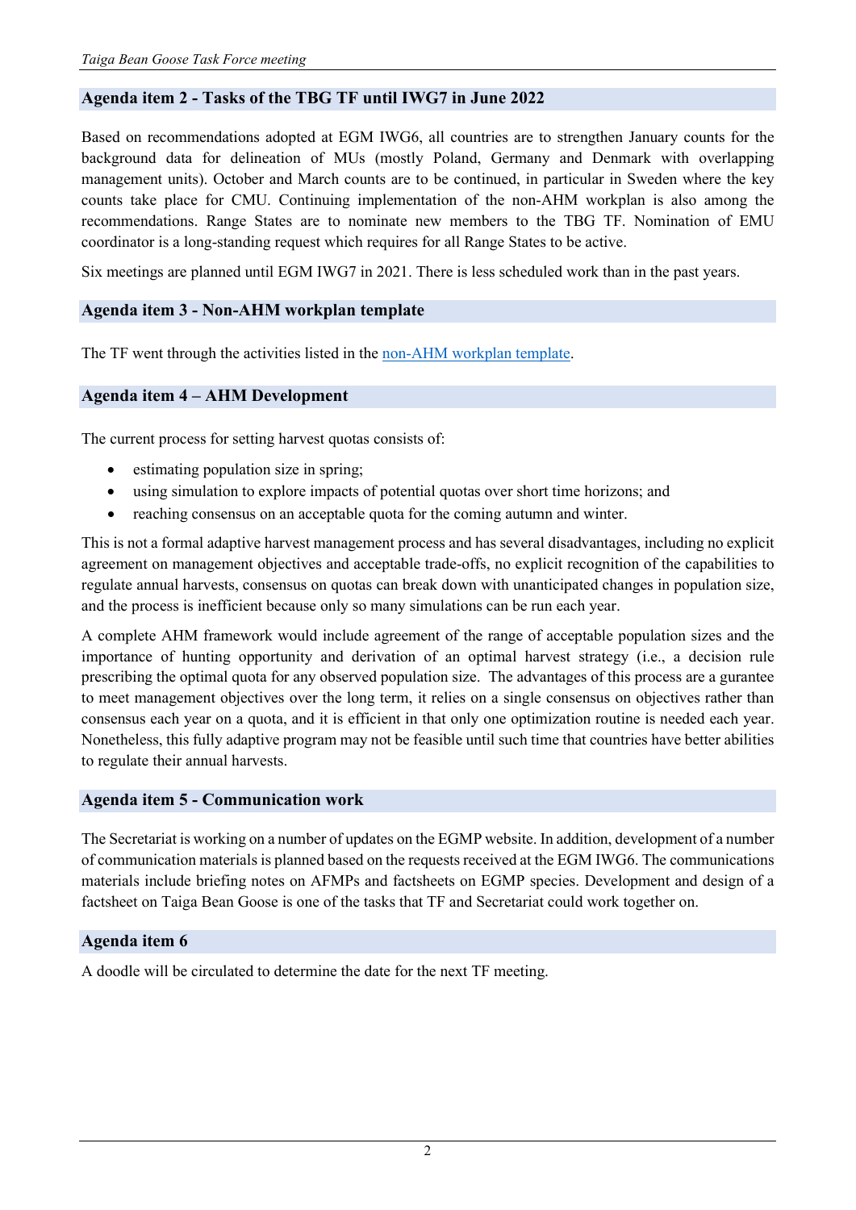## Agenda item 2 - Tasks of the TBG TF until IWG7 in June 2022

Based on recommendations adopted at EGM IWG6, all countries are to strengthen January counts for the background data for delineation of MUs (mostly Poland, Germany and Denmark with overlapping management units). October and March counts are to be continued, in particular in Sweden where the key counts take place for CMU. Continuing implementation of the non-AHM workplan is also among the recommendations. Range States are to nominate new members to the TBG TF. Nomination of EMU coordinator is a long-standing request which requires for all Range States to be active.

Six meetings are planned until EGM IWG7 in 2021. There is less scheduled work than in the past years.

## Agenda item 3 - Non-AHM workplan template

The TF went through the activities listed in the non-AHM workplan template.

## Agenda item 4 – AHM Development

The current process for setting harvest quotas consists of:

- estimating population size in spring;
- using simulation to explore impacts of potential quotas over short time horizons; and
- reaching consensus on an acceptable quota for the coming autumn and winter.

This is not a formal adaptive harvest management process and has several disadvantages, including no explicit agreement on management objectives and acceptable trade-offs, no explicit recognition of the capabilities to regulate annual harvests, consensus on quotas can break down with unanticipated changes in population size, and the process is inefficient because only so many simulations can be run each year.

A complete AHM framework would include agreement of the range of acceptable population sizes and the importance of hunting opportunity and derivation of an optimal harvest strategy (i.e., a decision rule prescribing the optimal quota for any observed population size. The advantages of this process are a gurantee to meet management objectives over the long term, it relies on a single consensus on objectives rather than consensus each year on a quota, and it is efficient in that only one optimization routine is needed each year. Nonetheless, this fully adaptive program may not be feasible until such time that countries have better abilities to regulate their annual harvests.

## Agenda item 5 - Communication work

The Secretariat is working on a number of updates on the EGMP website. In addition, development of a number of communication materials is planned based on the requests received at the EGM IWG6. The communications materials include briefing notes on AFMPs and factsheets on EGMP species. Development and design of a factsheet on Taiga Bean Goose is one of the tasks that TF and Secretariat could work together on.

## Agenda item 6

A doodle will be circulated to determine the date for the next TF meeting.